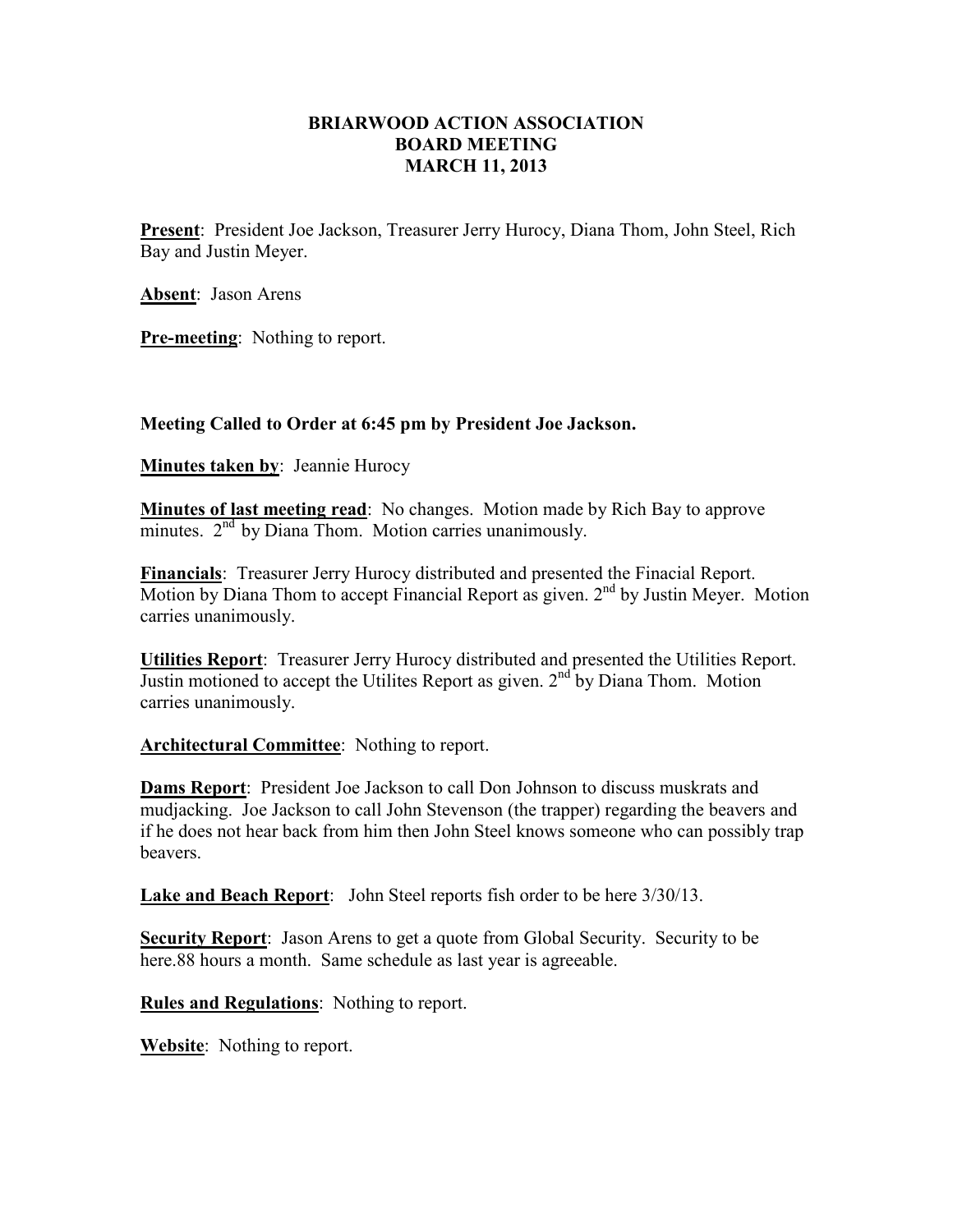# BRIARWOOD ACTION ASSOCIATION
## BOARD MEETING
## MARCH 11, 2013

**Present**: President Joe Jackson, Treasurer Jerry Hurocy, Diana Thom, John Steel, Rich Bay and Justin Meyer.

**Absent**: Jason Arens

**Pre-meeting**: Nothing to report.

**Meeting Called to Order at 6:45 pm by President Joe Jackson.**

**Minutes taken by**: Jeannie Hurocy

**Minutes of last meeting read**: No changes. Motion made by Rich Bay to approve minutes. 2nd by Diana Thom. Motion carries unanimously.

**Financials**: Treasurer Jerry Hurocy distributed and presented the Finacial Report. Motion by Diana Thom to accept Financial Report as given. 2nd by Justin Meyer. Motion carries unanimously.

**Utilities Report**: Treasurer Jerry Hurocy distributed and presented the Utilities Report. Justin motioned to accept the Utilites Report as given. 2nd by Diana Thom. Motion carries unanimously.

**Architectural Committee**: Nothing to report.

**Dams Report**: President Joe Jackson to call Don Johnson to discuss muskrats and mudjacking. Joe Jackson to call John Stevenson (the trapper) regarding the beavers and if he does not hear back from him then John Steel knows someone who can possibly trap beavers.

**Lake and Beach Report**: John Steel reports fish order to be here 3/30/13.

**Security Report**: Jason Arens to get a quote from Global Security. Security to be here.88 hours a month. Same schedule as last year is agreeable.

**Rules and Regulations**: Nothing to report.

**Website**: Nothing to report.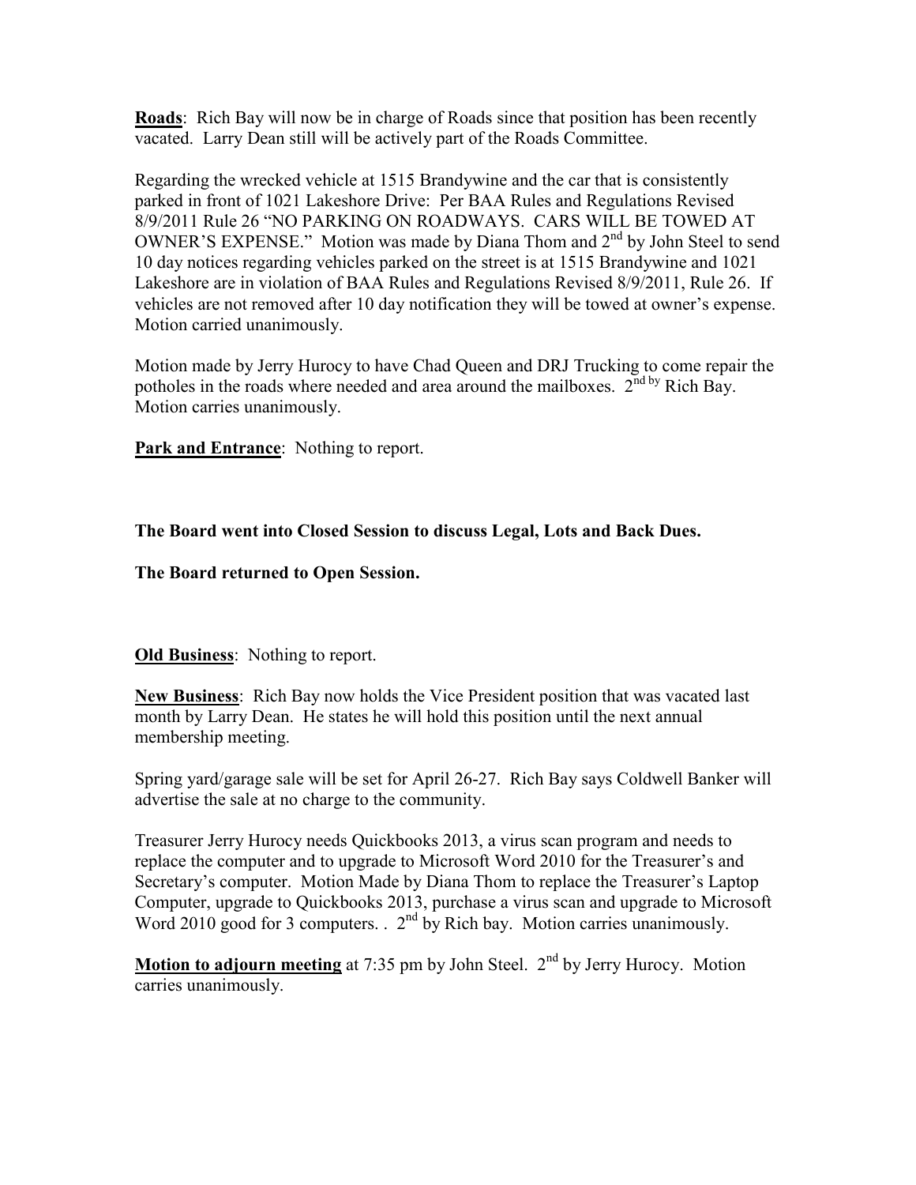**Roads**: Rich Bay will now be in charge of Roads since that position has been recently vacated. Larry Dean still will be actively part of the Roads Committee.

Regarding the wrecked vehicle at 1515 Brandywine and the car that is consistently parked in front of 1021 Lakeshore Drive: Per BAA Rules and Regulations Revised 8/9/2011 Rule 26 "NO PARKING ON ROADWAYS. CARS WILL BE TOWED AT OWNER'S EXPENSE." Motion was made by Diana Thom and 2nd by John Steel to send 10 day notices regarding vehicles parked on the street is at 1515 Brandywine and 1021 Lakeshore are in violation of BAA Rules and Regulations Revised 8/9/2011, Rule 26. If vehicles are not removed after 10 day notification they will be towed at owner's expense. Motion carried unanimously.

Motion made by Jerry Hurocy to have Chad Queen and DRJ Trucking to come repair the potholes in the roads where needed and area around the mailboxes. 2nd by Rich Bay. Motion carries unanimously.

**Park and Entrance**: Nothing to report.

**The Board went into Closed Session to discuss Legal, Lots and Back Dues.**

**The Board returned to Open Session.**

**Old Business**: Nothing to report.

**New Business**: Rich Bay now holds the Vice President position that was vacated last month by Larry Dean. He states he will hold this position until the next annual membership meeting.

Spring yard/garage sale will be set for April 26-27. Rich Bay says Coldwell Banker will advertise the sale at no charge to the community.

Treasurer Jerry Hurocy needs Quickbooks 2013, a virus scan program and needs to replace the computer and to upgrade to Microsoft Word 2010 for the Treasurer's and Secretary's computer. Motion Made by Diana Thom to replace the Treasurer's Laptop Computer, upgrade to Quickbooks 2013, purchase a virus scan and upgrade to Microsoft Word 2010 good for 3 computers. . 2nd by Rich bay. Motion carries unanimously.

**Motion to adjourn meeting** at 7:35 pm by John Steel. 2nd by Jerry Hurocy. Motion carries unanimously.